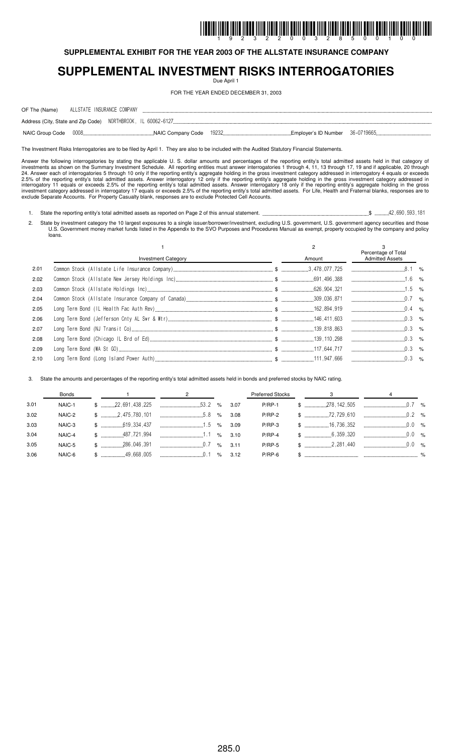**SUPPLEMENTAL EXHIBIT FOR THE YEAR 2003 OF THE ALLSTATE INSURANCE COMPANY**

# SUPPLEMENTAL INVESTMENT RISKS INTERROGATORIES

Due April 1

FOR THE YEAR ENDED DECEMBER 31, 2003

OF The (Name) ALLSTATE INSURANCE COMPANY

Address (City, State and Zip Code) NORTHBROOK, IL 60062-6127

NAIC Group Code 0008 NAIC Company Code 19232 Employer's ID Number 36-0719665

The Investment Risks Interrogatories are to be filed by April 1. They are also to be included with the Audited Statutory Financial Statements.

Answer the following interrogatories by stating the applicable U. S. dollar amounts and percentages of the reporting entity's total admitted assets held in that category of investments as shown on the Summary Investment Schedule. All reporting entities must answer interrogatories 1 through 4, 11, 13 through 17, 19 and if applicable, 20 through 24. Answer each of interrogatories 5 through 10 only if the reporting entity's aggregate holding in the gross investment category addressed in interrogatory 4 equals or exceeds 2.5% of the reporting entity's total admitted assets. Answer interrogatory 12 only if the reporting entity's aggregate holding in the gross investment category addressed in interrogatory 11 equals or exceeds 2.5% of the reporting entity's total admitted assets. Answer interrogatory 18 only if the reporting entity's aggregate holding in the gross investment category addressed in interrogatory 17 equals or exceeds 2.5% of the reporting entity's total admitted assets. For Life, Health and Fraternal blanks, responses are to exclude Separate Accounts. For Property Casualty blank, responses are to exclude Protected Cell Accounts.

1. State the reporting entity's total admitted assets as reported on Page 2 of this annual statement. $ 42,690,593,181

2. State by investment category the 10 largest exposures to a single issuer/borrower/investment, excluding U.S. government, U.S. government agency securities and those U.S. Government money market funds listed in the Appendix to the SVO Purposes and Procedures Manual as exempt, property occupied by the company and policy loans.

| | 1<br>Investment Category | 2<br>Amount | 3<br>Percentage of Total Admitted Assets |
|---|---|---|---|
| 2.01 | Common Stock (Allstate Life Insurance Company) | $ 3,478,077,725 | 8.1 % |
| 2.02 | Common Stock (Allstate New Jersey Holdings Inc) | $ 691,496,388 | 1.6 % |
| 2.03 | Common Stock (Allstate Holdings Inc) | $ 626,904,321 | 1.5 % |
| 2.04 | Common Stock (Allstate Insurance Company of Canada) | $ 309,036,871 | 0.7 % |
| 2.05 | Long Term Bond (IL Health Fac Auth Rev) | $ 162,894,919 | 0.4 % |
| 2.06 | Long Term Bond (Jefferson Cnty AL Swr & Wtr) | $ 146,411,603 | 0.3 % |
| 2.07 | Long Term Bond (NJ Transit Co) | $ 139,818,863 | 0.3 % |
| 2.08 | Long Term Bond (Chicago IL Brd of Ed) | $ 139,110,298 | 0.3 % |
| 2.09 | Long Term Bond (WA St GO) | $ 117,644,717 | 0.3 % |
| 2.10 | Long Term Bond (Long Island Power Auth) | $ 111,947,666 | 0.3 % |

3. State the amounts and percentages of the reporting entity's total admitted assets held in bonds and preferred stocks by NAIC rating.

| | Bonds | 1 | 2 | | Preferred Stocks | 3 | 4 |
|---|---|---|---|---|---|---|---|
| 3.01 | NAIC-1 | $ 22,691,438,225 | 53.2 % | 3.07 | P/RP-1 | $ 278,142,505 | 0.7 % |
| 3.02 | NAIC-2 | $ 2,475,780,101 | 5.8 % | 3.08 | P/RP-2 | $ 72,729,610 | 0.2 % |
| 3.03 | NAIC-3 | $ 619,334,437 | 1.5 % | 3.09 | P/RP-3 | $ 16,736,352 | 0.0 % |
| 3.04 | NAIC-4 | $ 487,721,994 | 1.1 % | 3.10 | P/RP-4 | $ 6,359,320 | 0.0 % |
| 3.05 | NAIC-5 | $ 286,046,391 | 0.7 % | 3.11 | P/RP-5 | $ 2,281,440 | 0.0 % |
| 3.06 | NAIC-6 | $ 49,668,005 | 0.1 % | 3.12 | P/RP-6 | $ | % |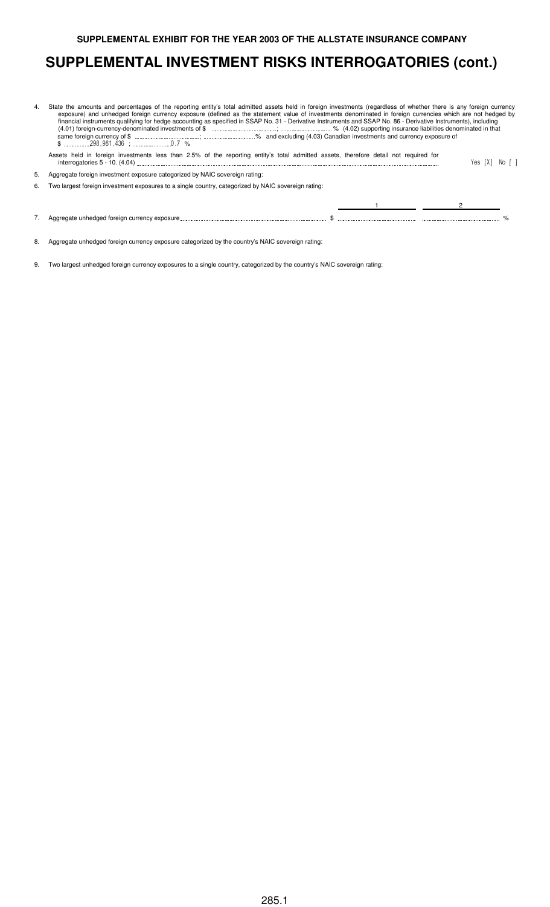**SUPPLEMENTAL EXHIBIT FOR THE YEAR 2003 OF THE ALLSTATE INSURANCE COMPANY**

# SUPPLEMENTAL INVESTMENT RISKS INTERROGATORIES (cont.)

4. State the amounts and percentages of the reporting entity's total admitted assets held in foreign investments (regardless of whether there is any foreign currency exposure) and unhedged foreign currency exposure (defined as the statement value of investments denominated in foreign currencies which are not hedged by financial instruments qualifying for hedge accounting as specified in SSAP No. 31 - Derivative Instruments and SSAP No. 86 - Derivative Instruments), including (4.01) foreign-currency-denominated investments of $ ..........; .......... % (4.02) supporting insurance liabilities denominated in that same foreign currency of $ ..........; ..........% and excluding (4.03) Canadian investments and currency exposure of $ ..........298,981,436 ; ..........0.7 %

   Assets held in foreign investments less than 2.5% of the reporting entity's total admitted assets, therefore detail not required for interrogatories 5 - 10. (4.04) .......... Yes [X] No [ ]

5. Aggregate foreign investment exposure categorized by NAIC sovereign rating:

6. Two largest foreign investment exposures to a single country, categorized by NAIC sovereign rating:

|  | 1 | 2 |
|---|---|---|
| 7. Aggregate unhedged foreign currency exposure | $ .......... | .......... % |

8. Aggregate unhedged foreign currency exposure categorized by the country's NAIC sovereign rating:

9. Two largest unhedged foreign currency exposures to a single country, categorized by the country's NAIC sovereign rating: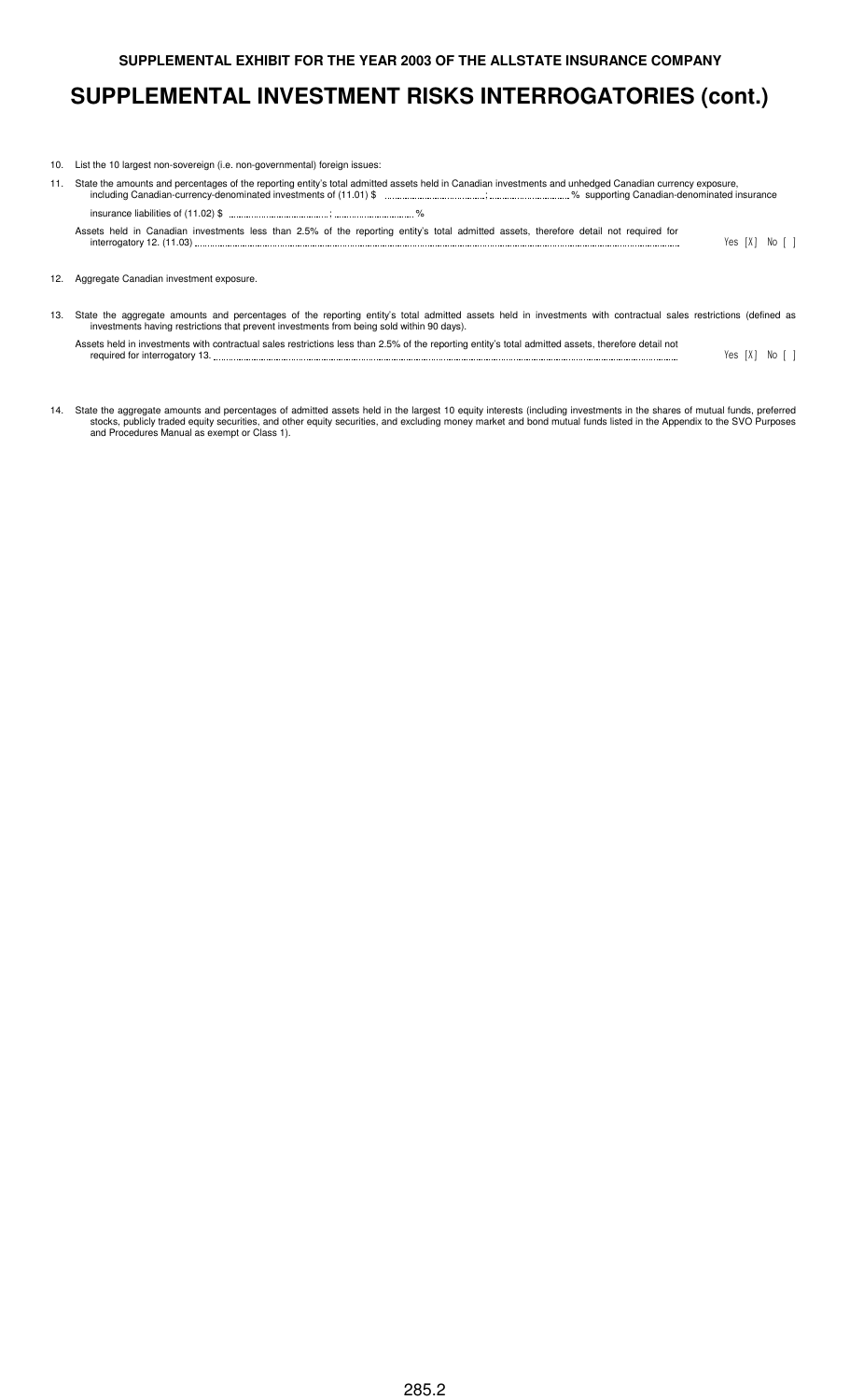**SUPPLEMENTAL EXHIBIT FOR THE YEAR 2003 OF THE ALLSTATE INSURANCE COMPANY**

# SUPPLEMENTAL INVESTMENT RISKS INTERROGATORIES (cont.)

10. List the 10 largest non-sovereign (i.e. non-governmental) foreign issues:

11. State the amounts and percentages of the reporting entity's total admitted assets held in Canadian investments and unhedged Canadian currency exposure, including Canadian-currency-denominated investments of (11.01) $ ............................ ; ........................ % supporting Canadian-denominated insurance insurance liabilities of (11.02) $ ............................ ; ........................ %

    Assets held in Canadian investments less than 2.5% of the reporting entity's total admitted assets, therefore detail not required for interrogatory 12. (11.03) ............ Yes [X] No [ ]

12. Aggregate Canadian investment exposure.

13. State the aggregate amounts and percentages of the reporting entity's total admitted assets held in investments with contractual sales restrictions (defined as investments having restrictions that prevent investments from being sold within 90 days).

    Assets held in investments with contractual sales restrictions less than 2.5% of the reporting entity's total admitted assets, therefore detail not required for interrogatory 13. ............ Yes [X] No [ ]

14. State the aggregate amounts and percentages of admitted assets held in the largest 10 equity interests (including investments in the shares of mutual funds, preferred stocks, publicly traded equity securities, and other equity securities, and excluding money market and bond mutual funds listed in the Appendix to the SVO Purposes and Procedures Manual as exempt or Class 1).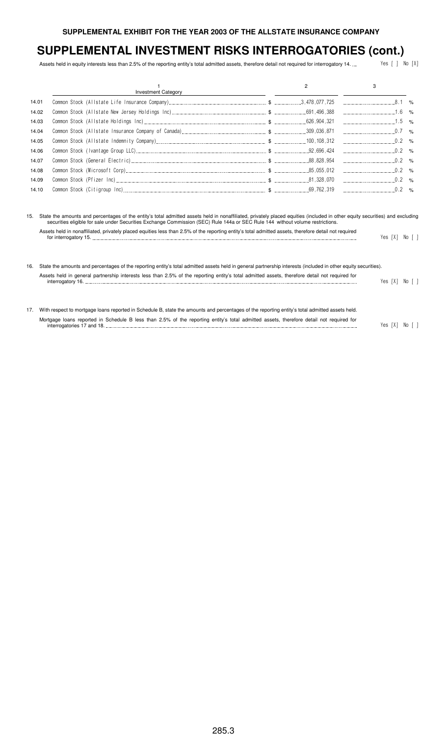SUPPLEMENTAL EXHIBIT FOR THE YEAR 2003 OF THE ALLSTATE INSURANCE COMPANY

# SUPPLEMENTAL INVESTMENT RISKS INTERROGATORIES (cont.)

Assets held in equity interests less than 2.5% of the reporting entity's total admitted assets, therefore detail not required for interrogatory 14. Yes [ ] No [X]

| | 1<br>Investment Category | 2 | 3 |
|---|---|---|---|
| 14.01 | Common Stock (Allstate Life Insurance Company) | $ 3,478,077,725 | 8.1 % |
| 14.02 | Common Stock (Allstate New Jersey Holdings Inc) | $ 691,496,388 | 1.6 % |
| 14.03 | Common Stock (Allstate Holdings Inc) | $ 626,904,321 | 1.5 % |
| 14.04 | Common Stock (Allstate Insurance Company of Canada) | $ 309,036,871 | 0.7 % |
| 14.05 | Common Stock (Allstate Indemnity Company) | $ 100,108,312 | 0.2 % |
| 14.06 | Common Stock (Ivantage Group LLC) | $ 92,696,424 | 0.2 % |
| 14.07 | Common Stock (General Electric) | $ 88,828,954 | 0.2 % |
| 14.08 | Common Stock (Microsoft Corp) | $ 85,055,012 | 0.2 % |
| 14.09 | Common Stock (Pfizer Inc) | $ 81,328,070 | 0.2 % |
| 14.10 | Common Stock (Citigroup Inc) | $ 69,762,319 | 0.2 % |

15. State the amounts and percentages of the entity's total admitted assets held in nonaffiliated, privately placed equities (included in other equity securities) and excluding securities eligible for sale under Securities Exchange Commission (SEC) Rule 144a or SEC Rule 144 without volume restrictions.

Assets held in nonaffiliated, privately placed equities less than 2.5% of the reporting entity's total admitted assets, therefore detail not required for interrogatory 15. Yes [X] No [ ]

16. State the amounts and percentages of the reporting entity's total admitted assets held in general partnership interests (included in other equity securities).

Assets held in general partnership interests less than 2.5% of the reporting entity's total admitted assets, therefore detail not required for interrogatory 16. Yes [X] No [ ]

17. With respect to mortgage loans reported in Schedule B, state the amounts and percentages of the reporting entity's total admitted assets held.

Mortgage loans reported in Schedule B less than 2.5% of the reporting entity's total admitted assets, therefore detail not required for interrogatories 17 and 18. Yes [X] No [ ]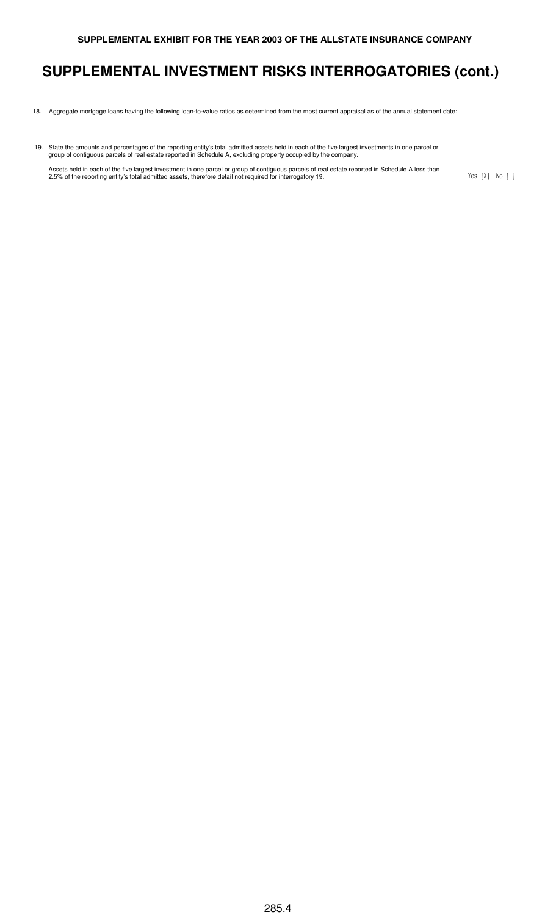# SUPPLEMENTAL INVESTMENT RISKS INTERROGATORIES (cont.)

18. Aggregate mortgage loans having the following loan-to-value ratios as determined from the most current appraisal as of the annual statement date:

19. State the amounts and percentages of the reporting entity's total admitted assets held in each of the five largest investments in one parcel or group of contiguous parcels of real estate reported in Schedule A, excluding property occupied by the company.

    Assets held in each of the five largest investment in one parcel or group of contiguous parcels of real estate reported in Schedule A less than 2.5% of the reporting entity's total admitted assets, therefore detail not required for interrogatory 19. ................ Yes [X] No [ ]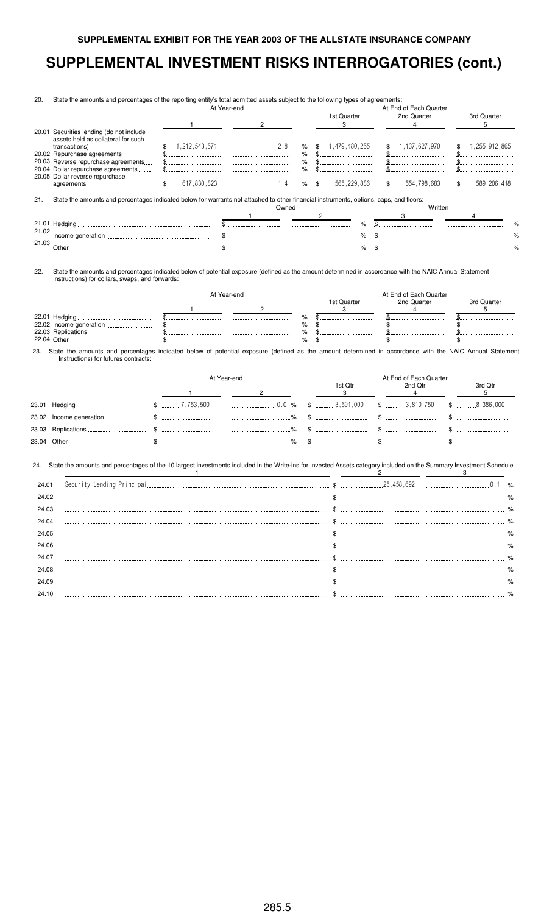SUPPLEMENTAL EXHIBIT FOR THE YEAR 2003 OF THE ALLSTATE INSURANCE COMPANY

# SUPPLEMENTAL INVESTMENT RISKS INTERROGATORIES (cont.)

20. State the amounts and percentages of the reporting entity's total admitted assets subject to the following types of agreements:

| | At Year-end | | At End of Each Quarter | | |
|---|---|---|---|---|---|
| | | | 1st Quarter | 2nd Quarter | 3rd Quarter |
| | 1 | 2 | 3 | 4 | 5 |
| 20.01 Securities lending (do not include assets held as collateral for such transactions) | $ 1,212,543,571 | 2.8 % | $ 1,479,480,255 | $ 1,137,627,970 | $ 1,255,912,865 |
| 20.02 Repurchase agreements | $ | % | $ | $ | $ |
| 20.03 Reverse repurchase agreements | $ | % | $ | $ | $ |
| 20.04 Dollar repurchase agreements | $ | % | $ | $ | $ |
| 20.05 Dollar reverse repurchase agreements | $ 617,830,823 | 1.4 % | $ 565,229,886 | $ 554,798,683 | $ 589,206,418 |

21. State the amounts and percentages indicated below for warrants not attached to other financial instruments, options, caps, and floors:

| | Owned | | Written | |
|---|---|---|---|---|
| | 1 | 2 | 3 | 4 |
| 21.01 Hedging | $ | % | $ | % |
| 21.02 Income generation | $ | % | $ | % |
| 21.03 Other | $ | % | $ | % |

22. State the amounts and percentages indicated below of potential exposure (defined as the amount determined in accordance with the NAIC Annual Statement Instructions) for collars, swaps, and forwards:

| | At Year-end | | At End of Each Quarter | | |
|---|---|---|---|---|---|
| | | | 1st Quarter | 2nd Quarter | 3rd Quarter |
| | 1 | 2 | 3 | 4 | 5 |
| 22.01 Hedging | $ | % | $ | $ | $ |
| 22.02 Income generation | $ | % | $ | $ | $ |
| 22.03 Replications | $ | % | $ | $ | $ |
| 22.04 Other | $ | % | $ | $ | $ |

23. State the amounts and percentages indicated below of potential exposure (defined as the amount determined in accordance with the NAIC Annual Statement Instructions) for futures contracts:

| | At Year-end | | At End of Each Quarter | | |
|---|---|---|---|---|---|
| | | | 1st Qtr | 2nd Qtr | 3rd Qtr |
| | 1 | 2 | 3 | 4 | 5 |
| 23.01 Hedging | $ 7,753,500 | 0.0 % | $ 3,591,000 | $ 3,810,750 | $ 8,386,000 |
| 23.02 Income generation | $ | % | $ | $ | $ |
| 23.03 Replications | $ | % | $ | $ | $ |
| 23.04 Other | $ | % | $ | $ | $ |

24. State the amounts and percentages of the 10 largest investments included in the Write-ins for Invested Assets category included on the Summary Investment Schedule.

| | 1 | 2 | 3 |
|---|---|---|---|
| 24.01 | Security Lending Principal | $ 25,458,692 | 0.1 % |
| 24.02 | | $ | % |
| 24.03 | | $ | % |
| 24.04 | | $ | % |
| 24.05 | | $ | % |
| 24.06 | | $ | % |
| 24.07 | | $ | % |
| 24.08 | | $ | % |
| 24.09 | | $ | % |
| 24.10 | | $ | % |